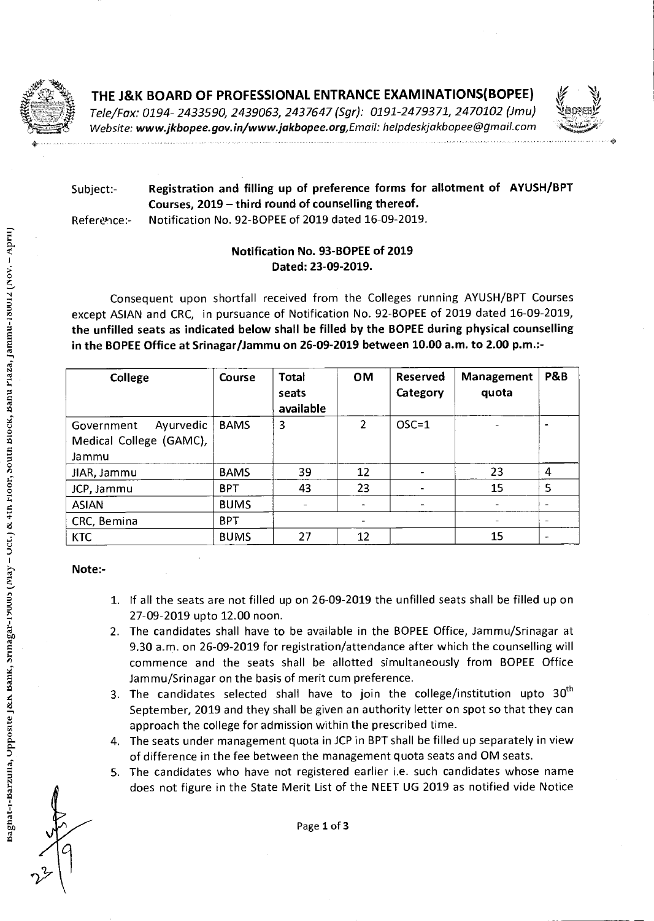# THE J&K BOARD OF PROFESSIONAL ENTRANCE EXAMINATIONS(BOPEE)

*Tele/Fax: 0194- 2433590, 2439063, 2437647 (Sgr): 0191-2479371, 2470102 (Jmu)*
*Website: **www.jkbopee.gov.in/www.jakbopee.org**, Email: helpdeskjakbopee@gmail.com*

Subject:- **Registration and filling up of preference forms for allotment of AYUSH/BPT Courses, 2019 – third round of counselling thereof.**

Reference:- Notification No. 92-BOPEE of 2019 dated 16-09-2019.

**Notification No. 93-BOPEE of 2019**
**Dated: 23-09-2019.**

Consequent upon shortfall received from the Colleges running AYUSH/BPT Courses except ASIAN and CRC, in pursuance of Notification No. 92-BOPEE of 2019 dated 16-09-2019, **the unfilled seats as indicated below shall be filled by the BOPEE during physical counselling in the BOPEE Office at Srinagar/Jammu on 26-09-2019 between 10.00 a.m. to 2.00 p.m.:-**

| College | Course | Total seats available | OM | Reserved Category | Management quota | P&B |
|---|---|---|---|---|---|---|
| Government Ayurvedic Medical College (GAMC), Jammu | BAMS | 3 | 2 | OSC=1 | - | - |
| JIAR, Jammu | BAMS | 39 | 12 | - | 23 | 4 |
| JCP, Jammu | BPT | 43 | 23 | - | 15 | 5 |
| ASIAN | BUMS | - | - | - | - | - |
| CRC, Bemina | BPT | | - | | - | - |
| KTC | BUMS | 27 | 12 | | 15 | - |

**Note:-**

1. If all the seats are not filled up on 26-09-2019 the unfilled seats shall be filled up on 27-09-2019 upto 12.00 noon.
2. The candidates shall have to be available in the BOPEE Office, Jammu/Srinagar at 9.30 a.m. on 26-09-2019 for registration/attendance after which the counselling will commence and the seats shall be allotted simultaneously from BOPEE Office Jammu/Srinagar on the basis of merit cum preference.
3. The candidates selected shall have to join the college/institution upto 30th September, 2019 and they shall be given an authority letter on spot so that they can approach the college for admission within the prescribed time.
4. The seats under management quota in JCP in BPT shall be filled up separately in view of difference in the fee between the management quota seats and OM seats.
5. The candidates who have not registered earlier i.e. such candidates whose name does not figure in the State Merit List of the NEET UG 2019 as notified vide Notice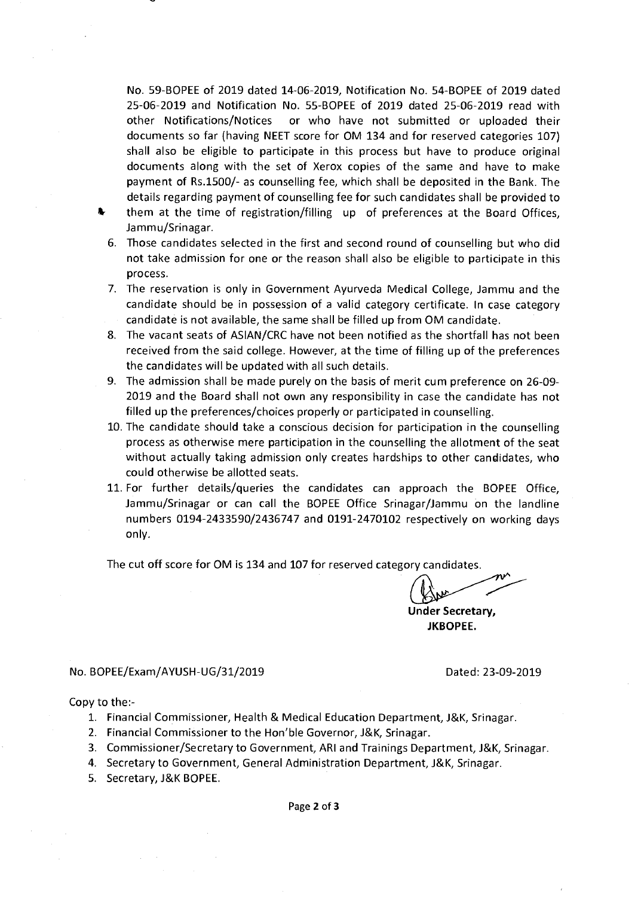No. 59-BOPEE of 2019 dated 14-06-2019, Notification No. 54-BOPEE of 2019 dated 25-06-2019 and Notification No. 55-BOPEE of 2019 dated 25-06-2019 read with other Notifications/Notices or who have not submitted or uploaded their documents so far (having NEET score for OM 134 and for reserved categories 107) shall also be eligible to participate in this process but have to produce original documents along with the set of Xerox copies of the same and have to make payment of Rs.1500/- as counselling fee, which shall be deposited in the Bank. The details regarding payment of counselling fee for such candidates shall be provided to them at the time of registration/filling up of preferences at the Board Offices, Jammu/Srinagar.

6. Those candidates selected in the first and second round of counselling but who did not take admission for one or the reason shall also be eligible to participate in this process.
7. The reservation is only in Government Ayurveda Medical College, Jammu and the candidate should be in possession of a valid category certificate. In case category candidate is not available, the same shall be filled up from OM candidate.
8. The vacant seats of ASIAN/CRC have not been notified as the shortfall has not been received from the said college. However, at the time of filling up of the preferences the candidates will be updated with all such details.
9. The admission shall be made purely on the basis of merit cum preference on 26-09-2019 and the Board shall not own any responsibility in case the candidate has not filled up the preferences/choices properly or participated in counselling.
10. The candidate should take a conscious decision for participation in the counselling process as otherwise mere participation in the counselling the allotment of the seat without actually taking admission only creates hardships to other candidates, who could otherwise be allotted seats.
11. For further details/queries the candidates can approach the BOPEE Office, Jammu/Srinagar or can call the BOPEE Office Srinagar/Jammu on the landline numbers 0194-2433590/2436747 and 0191-2470102 respectively on working days only.

The cut off score for OM is 134 and 107 for reserved category candidates.

**Under Secretary,**
**JKBOPEE.**

No. BOPEE/Exam/AYUSH-UG/31/2019 Dated: 23-09-2019

Copy to the:-

1. Financial Commissioner, Health & Medical Education Department, J&K, Srinagar.
2. Financial Commissioner to the Hon'ble Governor, J&K, Srinagar.
3. Commissioner/Secretary to Government, ARI and Trainings Department, J&K, Srinagar.
4. Secretary to Government, General Administration Department, J&K, Srinagar.
5. Secretary, J&K BOPEE.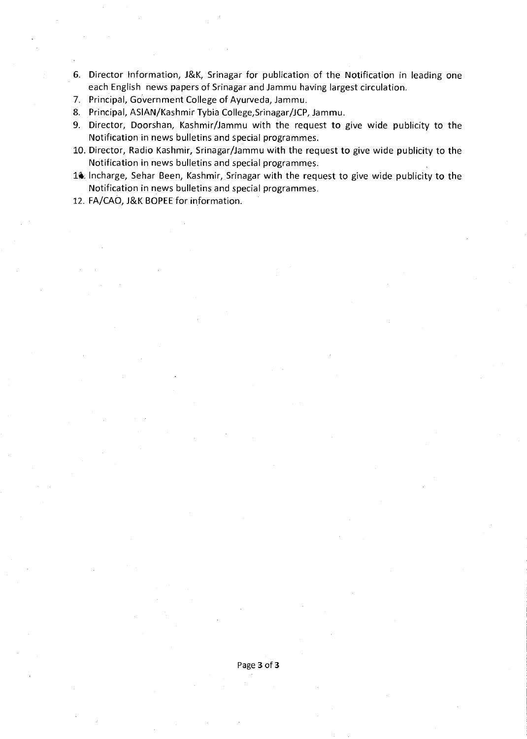6. Director Information, J&K, Srinagar for publication of the Notification in leading one each English news papers of Srinagar and Jammu having largest circulation.
7. Principal, Government College of Ayurveda, Jammu.
8. Principal, ASIAN/Kashmir Tybia College,Srinagar/JCP, Jammu.
9. Director, Doorshan, Kashmir/Jammu with the request to give wide publicity to the Notification in news bulletins and special programmes.
10. Director, Radio Kashmir, Srinagar/Jammu with the request to give wide publicity to the Notification in news bulletins and special programmes.
11. Incharge, Sehar Been, Kashmir, Srinagar with the request to give wide publicity to the Notification in news bulletins and special programmes.
12. FA/CAO, J&K BOPEE for information.